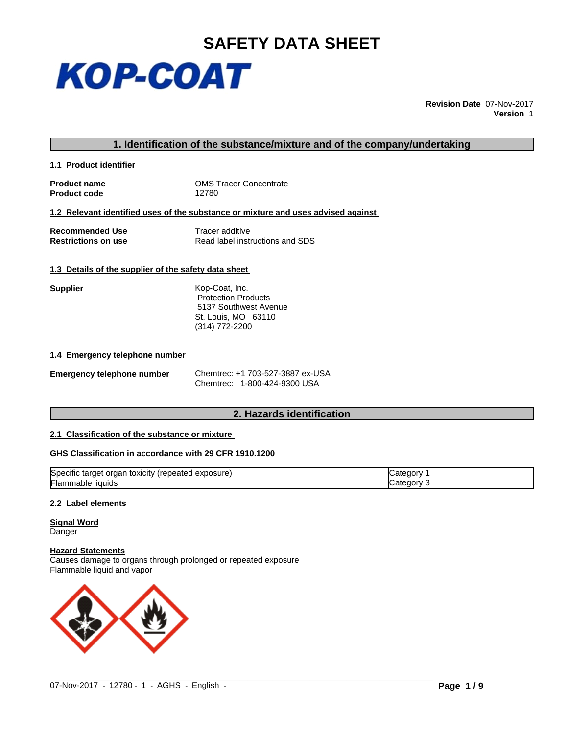# SAFETY DATA SHEET

KOP-COAT

**Revision Date** 07-Nov-2017
**Version** 1

## 1. Identification of the substance/mixture and of the company/undertaking

### 1.1 Product identifier

| | |
|---|---|
| **Product name** | OMS Tracer Concentrate |
| **Product code** | 12780 |

### 1.2 Relevant identified uses of the substance or mixture and uses advised against

| | |
|---|---|
| **Recommended Use** | Tracer additive |
| **Restrictions on use** | Read label instructions and SDS |

### 1.3 Details of the supplier of the safety data sheet

**Supplier**

Kop-Coat, Inc.
Protection Products
5137 Southwest Avenue
St. Louis, MO 63110
(314) 772-2200

### 1.4 Emergency telephone number

**Emergency telephone number**

Chemtrec: +1 703-527-3887 ex-USA
Chemtrec: 1-800-424-9300 USA

## 2. Hazards identification

### 2.1 Classification of the substance or mixture

**GHS Classification in accordance with 29 CFR 1910.1200**

| | |
|---|---|
| Specific target organ toxicity (repeated exposure) | Category 1 |
| Flammable liquids | Category 3 |

### 2.2 Label elements

**Signal Word**
Danger

**Hazard Statements**
Causes damage to organs through prolonged or repeated exposure
Flammable liquid and vapor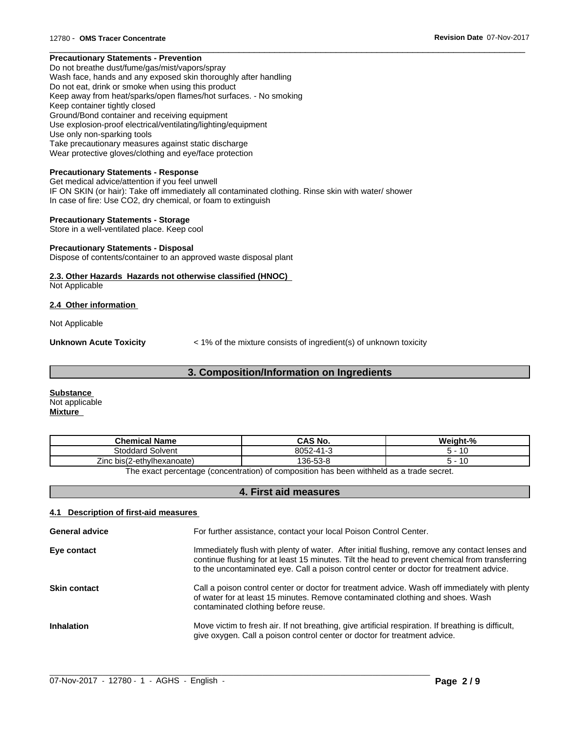**Precautionary Statements - Prevention**
Do not breathe dust/fume/gas/mist/vapors/spray
Wash face, hands and any exposed skin thoroughly after handling
Do not eat, drink or smoke when using this product
Keep away from heat/sparks/open flames/hot surfaces. - No smoking
Keep container tightly closed
Ground/Bond container and receiving equipment
Use explosion-proof electrical/ventilating/lighting/equipment
Use only non-sparking tools
Take precautionary measures against static discharge
Wear protective gloves/clothing and eye/face protection

**Precautionary Statements - Response**
Get medical advice/attention if you feel unwell
IF ON SKIN (or hair): Take off immediately all contaminated clothing. Rinse skin with water/ shower
In case of fire: Use CO2, dry chemical, or foam to extinguish

**Precautionary Statements - Storage**
Store in a well-ventilated place. Keep cool

**Precautionary Statements - Disposal**
Dispose of contents/container to an approved waste disposal plant

**2.3. Other Hazards Hazards not otherwise classified (HNOC)**
Not Applicable

**2.4 Other information**

Not Applicable

**Unknown Acute Toxicity** < 1% of the mixture consists of ingredient(s) of unknown toxicity

## 3. Composition/Information on Ingredients

**Substance**
Not applicable
**Mixture**

| Chemical Name | CAS No. | Weight-% |
|---|---|---|
| Stoddard Solvent | 8052-41-3 | 5 - 10 |
| Zinc bis(2-ethylhexanoate) | 136-53-8 | 5 - 10 |

The exact percentage (concentration) of composition has been withheld as a trade secret.

## 4. First aid measures

**4.1 Description of first-aid measures**

**General advice** For further assistance, contact your local Poison Control Center.

**Eye contact** Immediately flush with plenty of water. After initial flushing, remove any contact lenses and continue flushing for at least 15 minutes. Tilt the head to prevent chemical from transferring to the uncontaminated eye. Call a poison control center or doctor for treatment advice.

**Skin contact** Call a poison control center or doctor for treatment advice. Wash off immediately with plenty of water for at least 15 minutes. Remove contaminated clothing and shoes. Wash contaminated clothing before reuse.

**Inhalation** Move victim to fresh air. If not breathing, give artificial respiration. If breathing is difficult, give oxygen. Call a poison control center or doctor for treatment advice.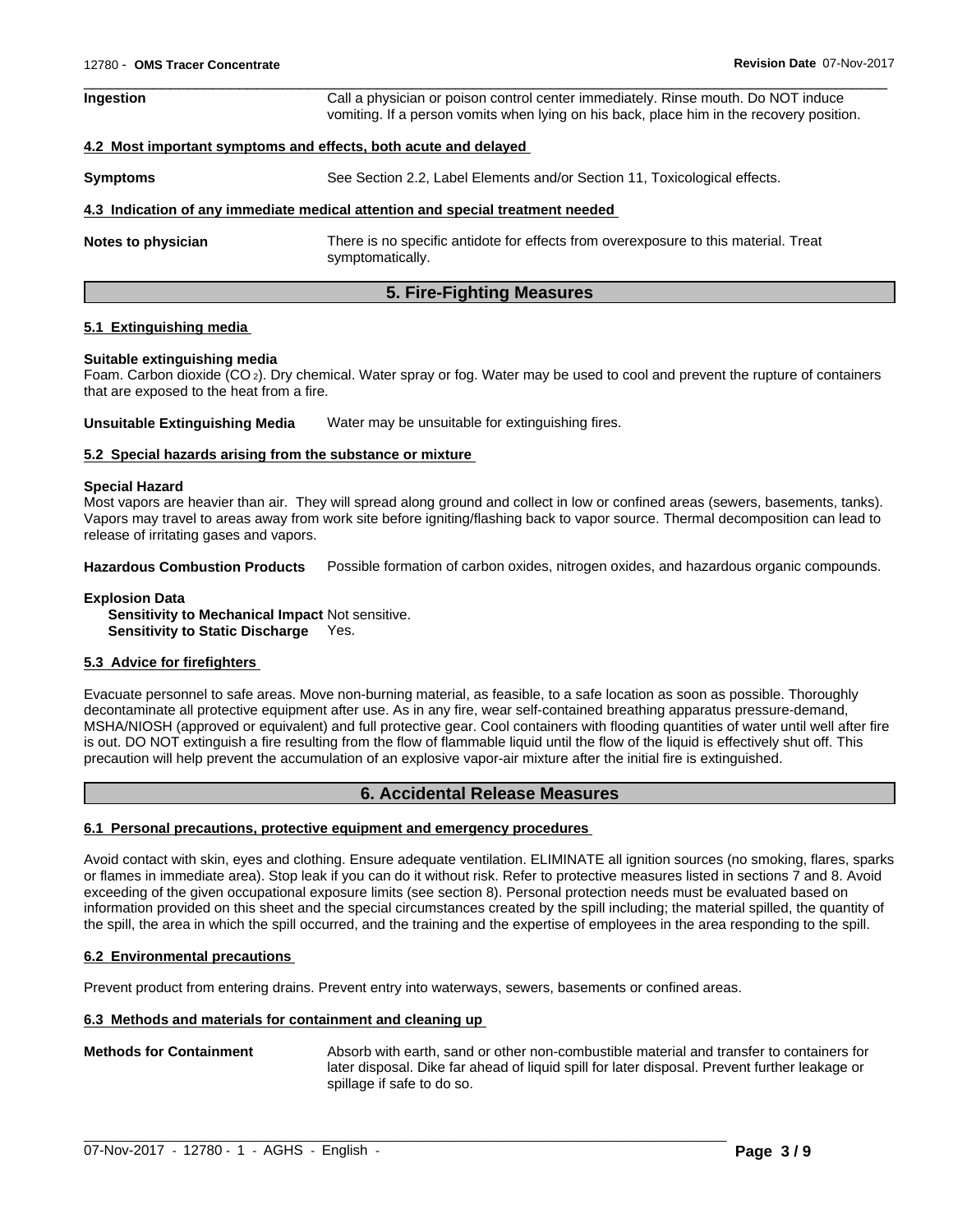**Ingestion** Call a physician or poison control center immediately. Rinse mouth. Do NOT induce vomiting. If a person vomits when lying on his back, place him in the recovery position.

**4.2 Most important symptoms and effects, both acute and delayed**

**Symptoms** See Section 2.2, Label Elements and/or Section 11, Toxicological effects.

**4.3 Indication of any immediate medical attention and special treatment needed**

**Notes to physician** There is no specific antidote for effects from overexposure to this material. Treat symptomatically.

## 5. Fire-Fighting Measures

**5.1 Extinguishing media**

**Suitable extinguishing media**
Foam. Carbon dioxide ($CO_2$). Dry chemical. Water spray or fog. Water may be used to cool and prevent the rupture of containers that are exposed to the heat from a fire.

**Unsuitable Extinguishing Media** Water may be unsuitable for extinguishing fires.

**5.2 Special hazards arising from the substance or mixture**

**Special Hazard**
Most vapors are heavier than air. They will spread along ground and collect in low or confined areas (sewers, basements, tanks). Vapors may travel to areas away from work site before igniting/flashing back to vapor source. Thermal decomposition can lead to release of irritating gases and vapors.

**Hazardous Combustion Products** Possible formation of carbon oxides, nitrogen oxides, and hazardous organic compounds.

**Explosion Data**
**Sensitivity to Mechanical Impact** Not sensitive.
**Sensitivity to Static Discharge** Yes.

**5.3 Advice for firefighters**

Evacuate personnel to safe areas. Move non-burning material, as feasible, to a safe location as soon as possible. Thoroughly decontaminate all protective equipment after use. As in any fire, wear self-contained breathing apparatus pressure-demand, MSHA/NIOSH (approved or equivalent) and full protective gear. Cool containers with flooding quantities of water until well after fire is out. DO NOT extinguish a fire resulting from the flow of flammable liquid until the flow of the liquid is effectively shut off. This precaution will help prevent the accumulation of an explosive vapor-air mixture after the initial fire is extinguished.

## 6. Accidental Release Measures

**6.1 Personal precautions, protective equipment and emergency procedures**

Avoid contact with skin, eyes and clothing. Ensure adequate ventilation. ELIMINATE all ignition sources (no smoking, flares, sparks or flames in immediate area). Stop leak if you can do it without risk. Refer to protective measures listed in sections 7 and 8. Avoid exceeding of the given occupational exposure limits (see section 8). Personal protection needs must be evaluated based on information provided on this sheet and the special circumstances created by the spill including; the material spilled, the quantity of the spill, the area in which the spill occurred, and the training and the expertise of employees in the area responding to the spill.

**6.2 Environmental precautions**

Prevent product from entering drains. Prevent entry into waterways, sewers, basements or confined areas.

**6.3 Methods and materials for containment and cleaning up**

**Methods for Containment** Absorb with earth, sand or other non-combustible material and transfer to containers for later disposal. Dike far ahead of liquid spill for later disposal. Prevent further leakage or spillage if safe to do so.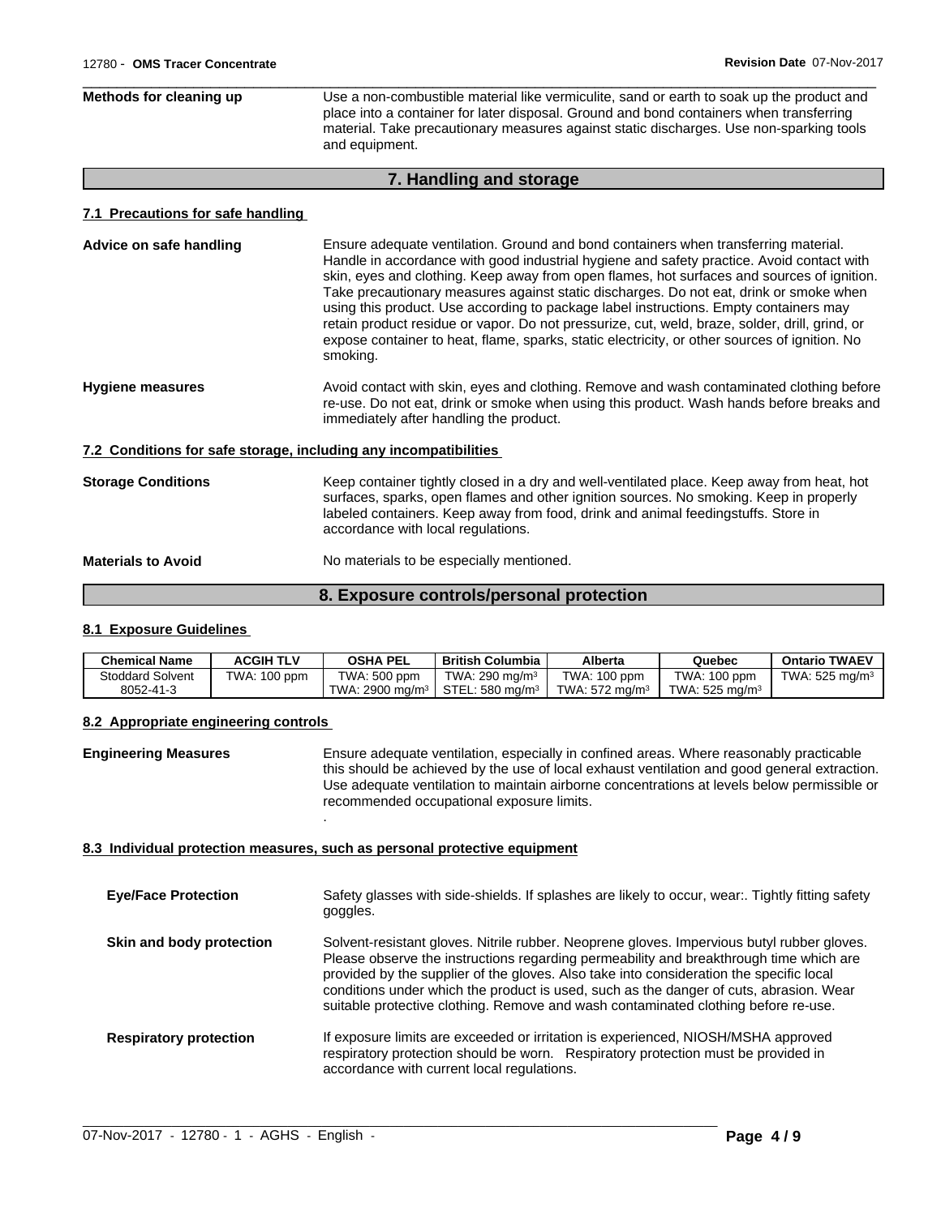**Methods for cleaning up** Use a non-combustible material like vermiculite, sand or earth to soak up the product and place into a container for later disposal. Ground and bond containers when transferring material. Take precautionary measures against static discharges. Use non-sparking tools and equipment.

## 7. Handling and storage

### 7.1 Precautions for safe handling

**Advice on safe handling** Ensure adequate ventilation. Ground and bond containers when transferring material. Handle in accordance with good industrial hygiene and safety practice. Avoid contact with skin, eyes and clothing. Keep away from open flames, hot surfaces and sources of ignition. Take precautionary measures against static discharges. Do not eat, drink or smoke when using this product. Use according to package label instructions. Empty containers may retain product residue or vapor. Do not pressurize, cut, weld, braze, solder, drill, grind, or expose container to heat, flame, sparks, static electricity, or other sources of ignition. No smoking.

**Hygiene measures** Avoid contact with skin, eyes and clothing. Remove and wash contaminated clothing before re-use. Do not eat, drink or smoke when using this product. Wash hands before breaks and immediately after handling the product.

### 7.2 Conditions for safe storage, including any incompatibilities

**Storage Conditions** Keep container tightly closed in a dry and well-ventilated place. Keep away from heat, hot surfaces, sparks, open flames and other ignition sources. No smoking. Keep in properly labeled containers. Keep away from food, drink and animal feedingstuffs. Store in accordance with local regulations.

**Materials to Avoid** No materials to be especially mentioned.

## 8. Exposure controls/personal protection

### 8.1 Exposure Guidelines

| Chemical Name | ACGIH TLV | OSHA PEL | British Columbia | Alberta | Quebec | Ontario TWAEV |
|---|---|---|---|---|---|---|
| Stoddard Solvent 8052-41-3 | TWA: 100 ppm | TWA: 500 ppm TWA: 2900 mg/m³ | TWA: 290 mg/m³ STEL: 580 mg/m³ | TWA: 100 ppm TWA: 572 mg/m³ | TWA: 100 ppm TWA: 525 mg/m³ | TWA: 525 mg/m³ |

### 8.2 Appropriate engineering controls

**Engineering Measures** Ensure adequate ventilation, especially in confined areas. Where reasonably practicable this should be achieved by the use of local exhaust ventilation and good general extraction. Use adequate ventilation to maintain airborne concentrations at levels below permissible or recommended occupational exposure limits.

.

### 8.3 Individual protection measures, such as personal protective equipment

**Eye/Face Protection** Safety glasses with side-shields. If splashes are likely to occur, wear:. Tightly fitting safety goggles.

**Skin and body protection** Solvent-resistant gloves. Nitrile rubber. Neoprene gloves. Impervious butyl rubber gloves. Please observe the instructions regarding permeability and breakthrough time which are provided by the supplier of the gloves. Also take into consideration the specific local conditions under which the product is used, such as the danger of cuts, abrasion. Wear suitable protective clothing. Remove and wash contaminated clothing before re-use.

**Respiratory protection** If exposure limits are exceeded or irritation is experienced, NIOSH/MSHA approved respiratory protection should be worn. Respiratory protection must be provided in accordance with current local regulations.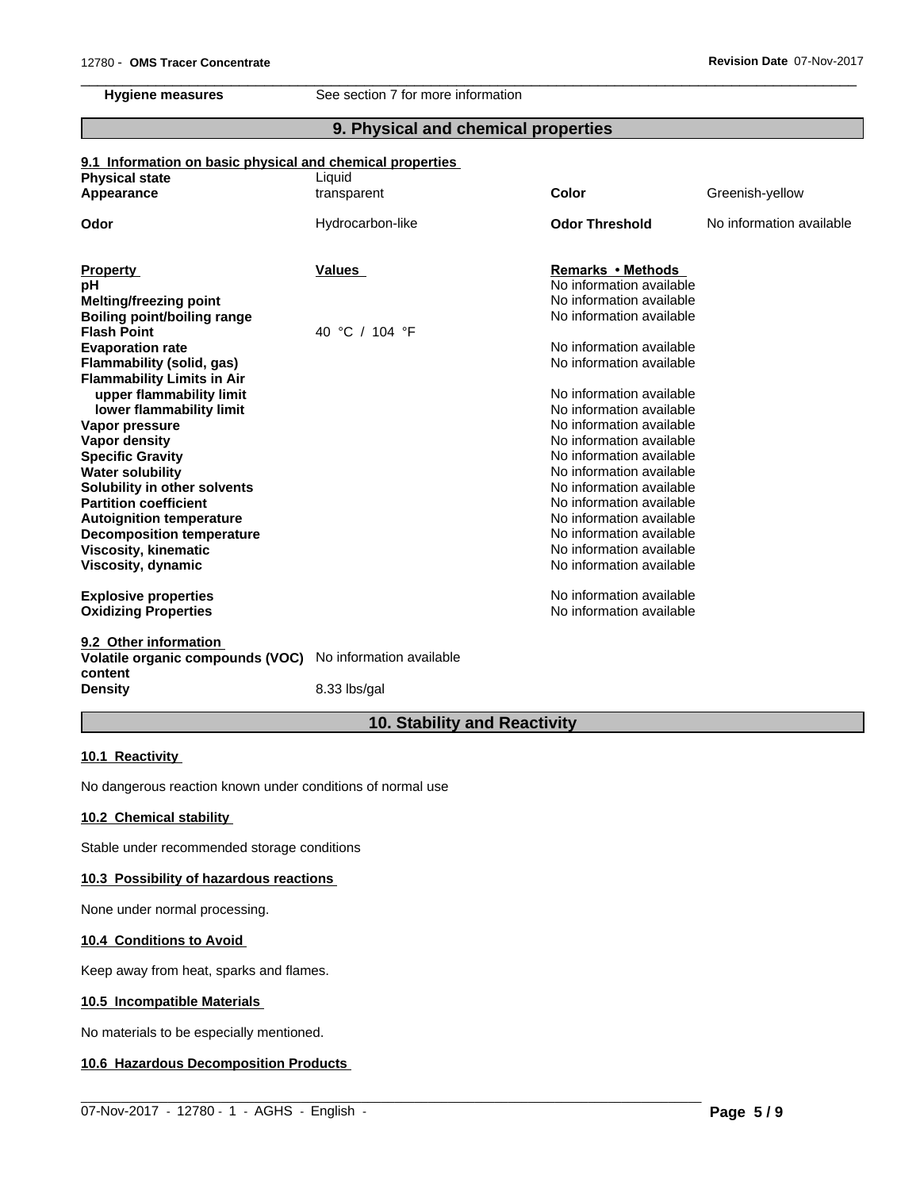| | |
|---|---|
| **Hygiene measures** | See section 7 for more information |

## 9. Physical and chemical properties

### 9.1 Information on basic physical and chemical properties

| | | | |
|---|---|---|---|
| **Physical state** | Liquid | | |
| **Appearance** | transparent | **Color** | Greenish-yellow |
| **Odor** | Hydrocarbon-like | **Odor Threshold** | No information available |

| Property | Values | Remarks • Methods |
|---|---|---|
| **pH** | | No information available |
| **Melting/freezing point** | | No information available |
| **Boiling point/boiling range** | | No information available |
| **Flash Point** | 40 °C / 104 °F | |
| **Evaporation rate** | | No information available |
| **Flammability (solid, gas)** | | No information available |
| **Flammability Limits in Air** | | |
| **upper flammability limit** | | No information available |
| **lower flammability limit** | | No information available |
| **Vapor pressure** | | No information available |
| **Vapor density** | | No information available |
| **Specific Gravity** | | No information available |
| **Water solubility** | | No information available |
| **Solubility in other solvents** | | No information available |
| **Partition coefficient** | | No information available |
| **Autoignition temperature** | | No information available |
| **Decomposition temperature** | | No information available |
| **Viscosity, kinematic** | | No information available |
| **Viscosity, dynamic** | | No information available |
| **Explosive properties** | | No information available |
| **Oxidizing Properties** | | No information available |

### 9.2 Other information

| | |
|---|---|
| **Volatile organic compounds (VOC) content** | No information available |
| **Density** | 8.33 lbs/gal |

## 10. Stability and Reactivity

### 10.1 Reactivity

No dangerous reaction known under conditions of normal use

### 10.2 Chemical stability

Stable under recommended storage conditions

### 10.3 Possibility of hazardous reactions

None under normal processing.

### 10.4 Conditions to Avoid

Keep away from heat, sparks and flames.

### 10.5 Incompatible Materials

No materials to be especially mentioned.

### 10.6 Hazardous Decomposition Products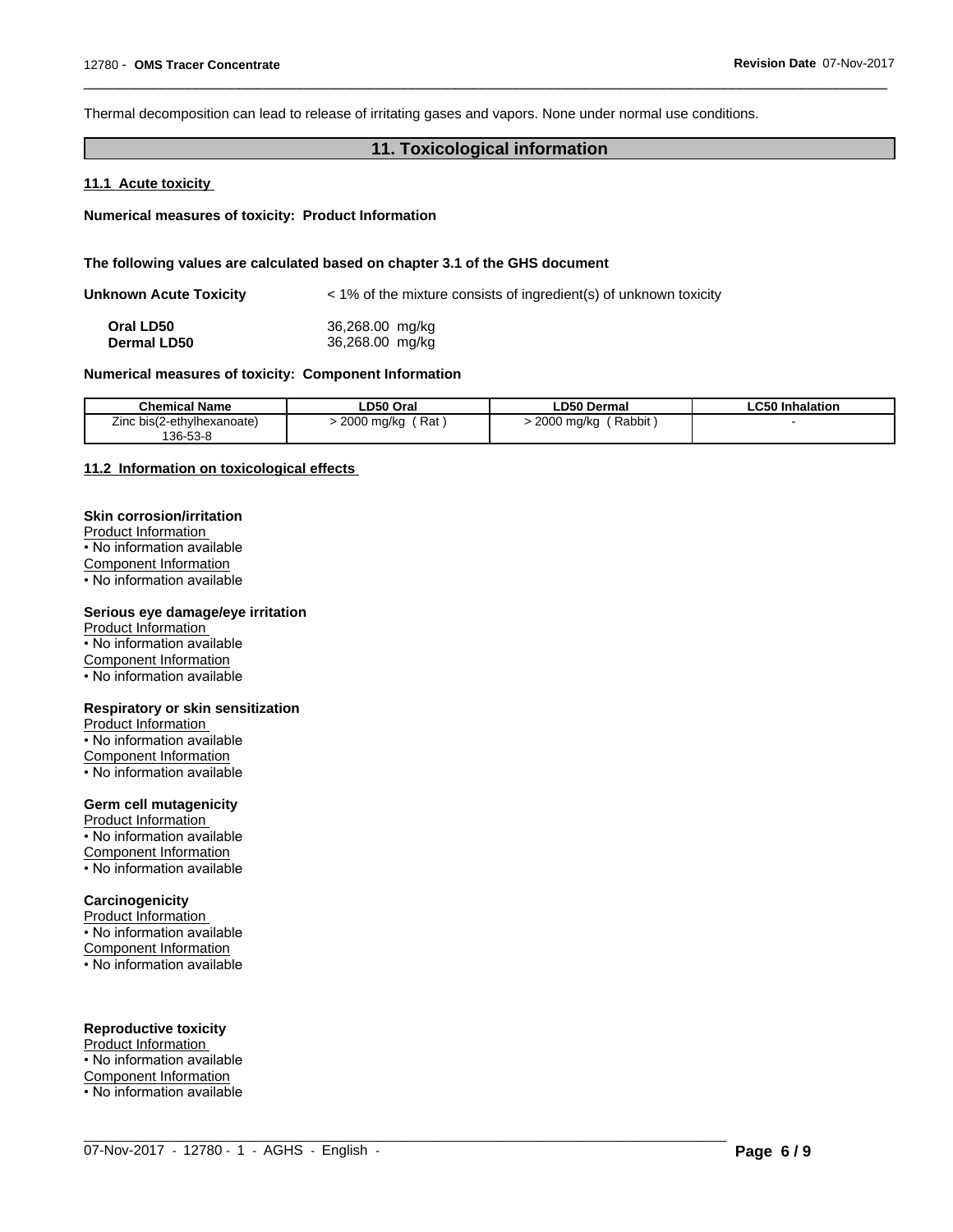Thermal decomposition can lead to release of irritating gases and vapors. None under normal use conditions.

## 11. Toxicological information

### 11.1 Acute toxicity

**Numerical measures of toxicity: Product Information**

**The following values are calculated based on chapter 3.1 of the GHS document**

**Unknown Acute Toxicity** < 1% of the mixture consists of ingredient(s) of unknown toxicity

**Oral LD50** 36,268.00 mg/kg
**Dermal LD50** 36,268.00 mg/kg

**Numerical measures of toxicity: Component Information**

| Chemical Name | LD50 Oral | LD50 Dermal | LC50 Inhalation |
| --- | --- | --- | --- |
| Zinc bis(2-ethylhexanoate) 136-53-8 | > 2000 mg/kg ( Rat ) | > 2000 mg/kg ( Rabbit ) | - |

### 11.2 Information on toxicological effects

**Skin corrosion/irritation**
Product Information
• No information available
Component Information
• No information available

**Serious eye damage/eye irritation**
Product Information
• No information available
Component Information
• No information available

**Respiratory or skin sensitization**
Product Information
• No information available
Component Information
• No information available

**Germ cell mutagenicity**
Product Information
• No information available
Component Information
• No information available

**Carcinogenicity**
Product Information
• No information available
Component Information
• No information available

**Reproductive toxicity**
Product Information
• No information available
Component Information
• No information available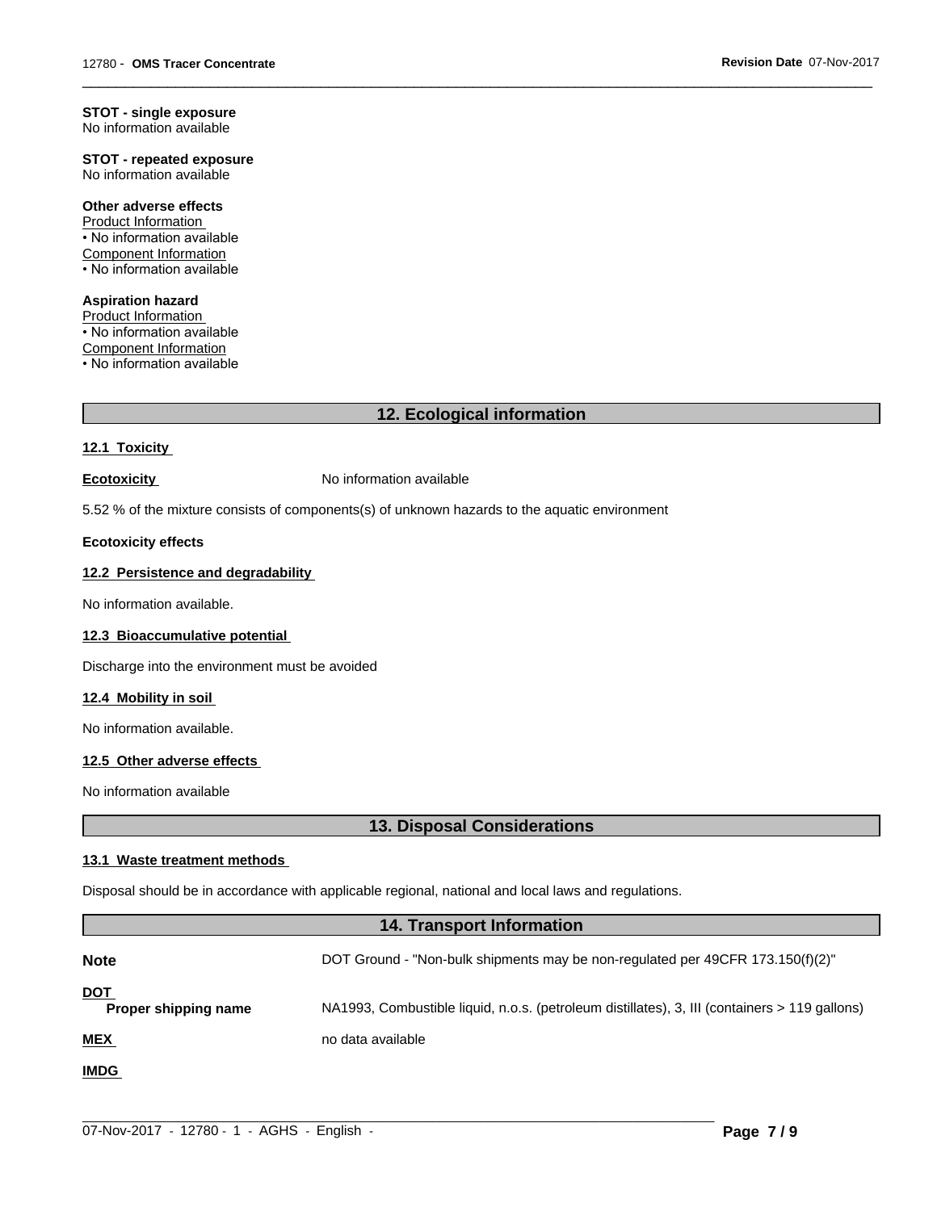**STOT - single exposure**
No information available

**STOT - repeated exposure**
No information available

**Other adverse effects**
Product Information
• No information available
Component Information
• No information available

**Aspiration hazard**
Product Information
• No information available
Component Information
• No information available

## 12. Ecological information

### 12.1 Toxicity

**Ecotoxicity** No information available

5.52 % of the mixture consists of components(s) of unknown hazards to the aquatic environment

**Ecotoxicity effects**

### 12.2 Persistence and degradability

No information available.

### 12.3 Bioaccumulative potential

Discharge into the environment must be avoided

### 12.4 Mobility in soil

No information available.

### 12.5 Other adverse effects

No information available

## 13. Disposal Considerations

### 13.1 Waste treatment methods

Disposal should be in accordance with applicable regional, national and local laws and regulations.

## 14. Transport Information

**Note** DOT Ground - "Non-bulk shipments may be non-regulated per 49CFR 173.150(f)(2)"

**DOT**
**Proper shipping name** NA1993, Combustible liquid, n.o.s. (petroleum distillates), 3, III (containers > 119 gallons)

**MEX** no data available

**IMDG**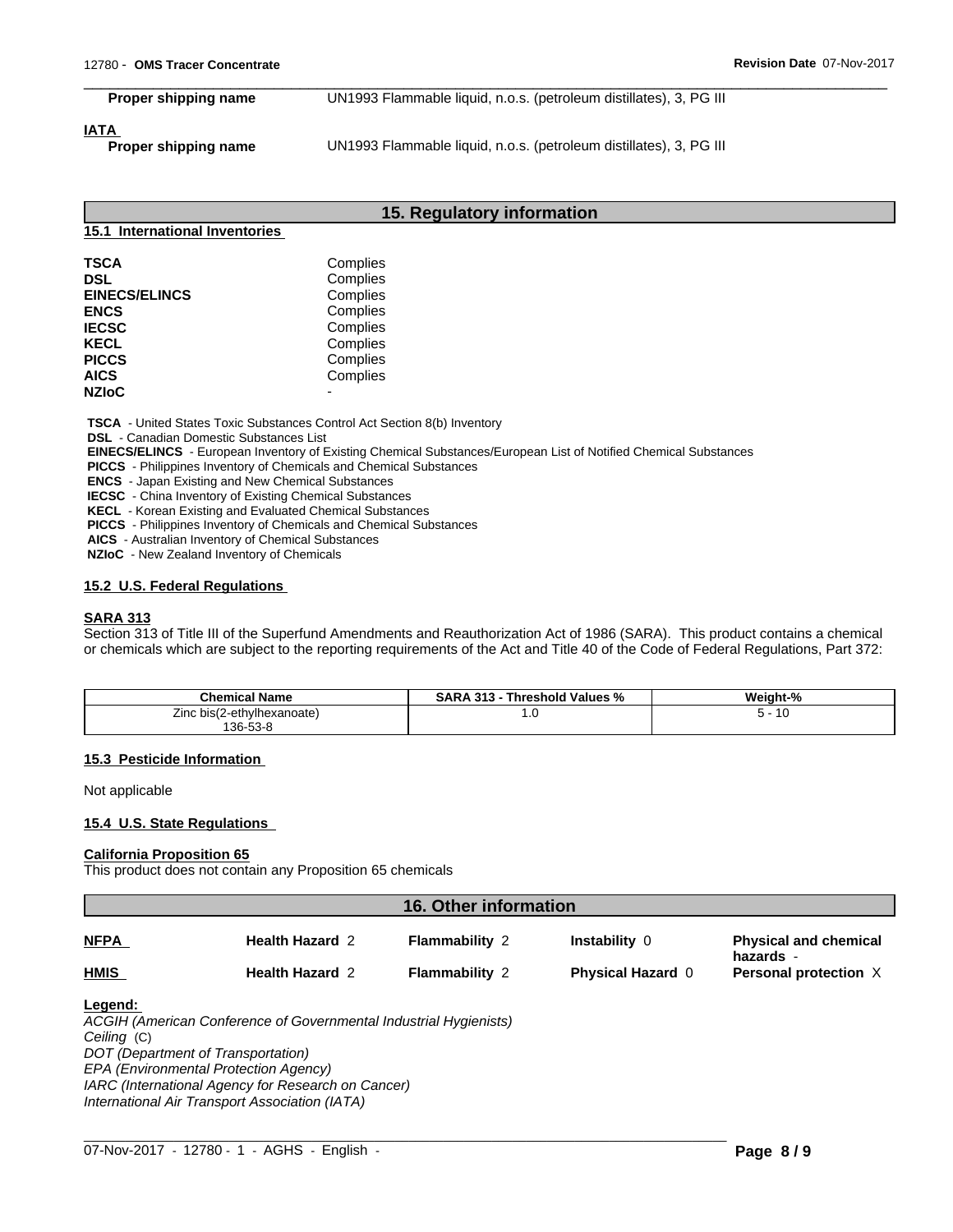**Proper shipping name** UN1993 Flammable liquid, n.o.s. (petroleum distillates), 3, PG III

**IATA**

**Proper shipping name** UN1993 Flammable liquid, n.o.s. (petroleum distillates), 3, PG III

## 15. Regulatory information

### 15.1 International Inventories

| | |
|---|---|
| **TSCA** | Complies |
| **DSL** | Complies |
| **EINECS/ELINCS** | Complies |
| **ENCS** | Complies |
| **IECSC** | Complies |
| **KECL** | Complies |
| **PICCS** | Complies |
| **AICS** | Complies |
| **NZIoC** | - |

**TSCA** - United States Toxic Substances Control Act Section 8(b) Inventory
**DSL** - Canadian Domestic Substances List
**EINECS/ELINCS** - European Inventory of Existing Chemical Substances/European List of Notified Chemical Substances
**PICCS** - Philippines Inventory of Chemicals and Chemical Substances
**ENCS** - Japan Existing and New Chemical Substances
**IECSC** - China Inventory of Existing Chemical Substances
**KECL** - Korean Existing and Evaluated Chemical Substances
**PICCS** - Philippines Inventory of Chemicals and Chemical Substances
**AICS** - Australian Inventory of Chemical Substances
**NZIoC** - New Zealand Inventory of Chemicals

### 15.2 U.S. Federal Regulations

**SARA 313**
Section 313 of Title III of the Superfund Amendments and Reauthorization Act of 1986 (SARA). This product contains a chemical or chemicals which are subject to the reporting requirements of the Act and Title 40 of the Code of Federal Regulations, Part 372:

| Chemical Name | SARA 313 - Threshold Values % | Weight-% |
|---|---|---|
| Zinc bis(2-ethylhexanoate) 136-53-8 | 1.0 | 5 - 10 |

### 15.3 Pesticide Information

Not applicable

### 15.4 U.S. State Regulations

**California Proposition 65**
This product does not contain any Proposition 65 chemicals

## 16. Other information

| | | | | |
|---|---|---|---|---|
| **NFPA** | **Health Hazard** 2 | **Flammability** 2 | **Instability** 0 | **Physical and chemical hazards** - |
| **HMIS** | **Health Hazard** 2 | **Flammability** 2 | **Physical Hazard** 0 | **Personal protection** X |

**Legend:**
*ACGIH (American Conference of Governmental Industrial Hygienists)*
*Ceiling* (C)
*DOT (Department of Transportation)*
*EPA (Environmental Protection Agency)*
*IARC (International Agency for Research on Cancer)*
*International Air Transport Association (IATA)*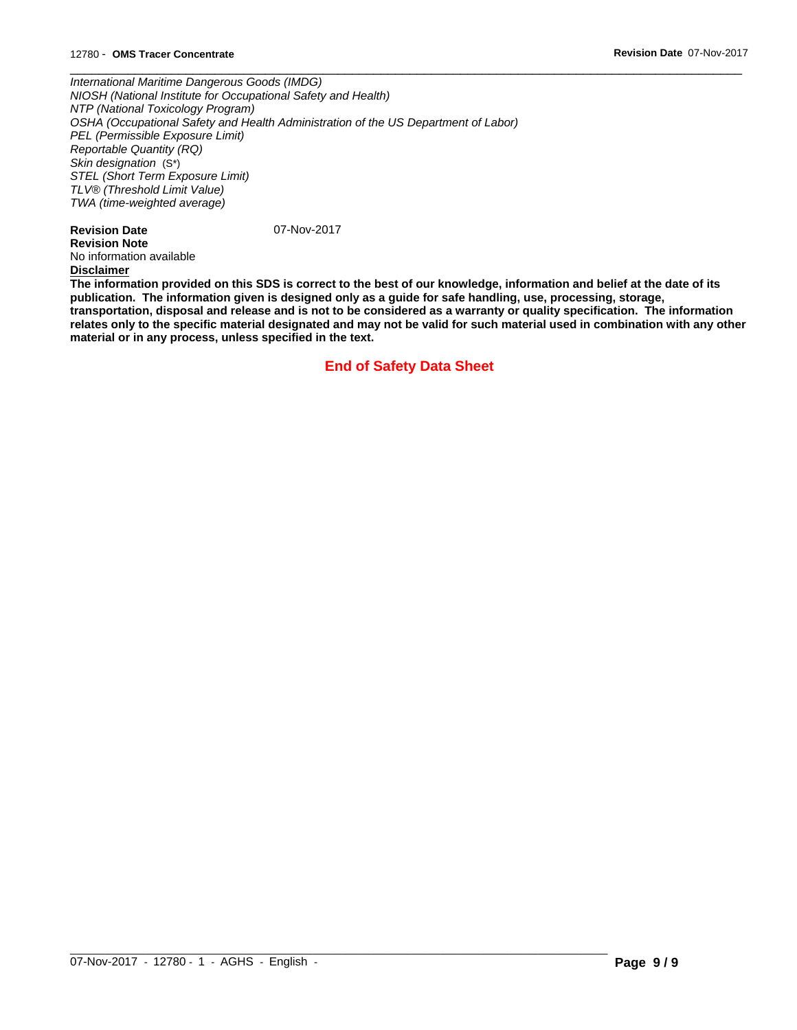*International Maritime Dangerous Goods (IMDG)*
*NIOSH (National Institute for Occupational Safety and Health)*
*NTP (National Toxicology Program)*
*OSHA (Occupational Safety and Health Administration of the US Department of Labor)*
*PEL (Permissible Exposure Limit)*
*Reportable Quantity (RQ)*
*Skin designation* (S*)
*STEL (Short Term Exposure Limit)*
*TLV® (Threshold Limit Value)*
*TWA (time-weighted average)*

**Revision Date** 07-Nov-2017
**Revision Note**
No information available

**Disclaimer**

**The information provided on this SDS is correct to the best of our knowledge, information and belief at the date of its publication. The information given is designed only as a guide for safe handling, use, processing, storage, transportation, disposal and release and is not to be considered as a warranty or quality specification. The information relates only to the specific material designated and may not be valid for such material used in combination with any other material or in any process, unless specified in the text.**

**End of Safety Data Sheet**